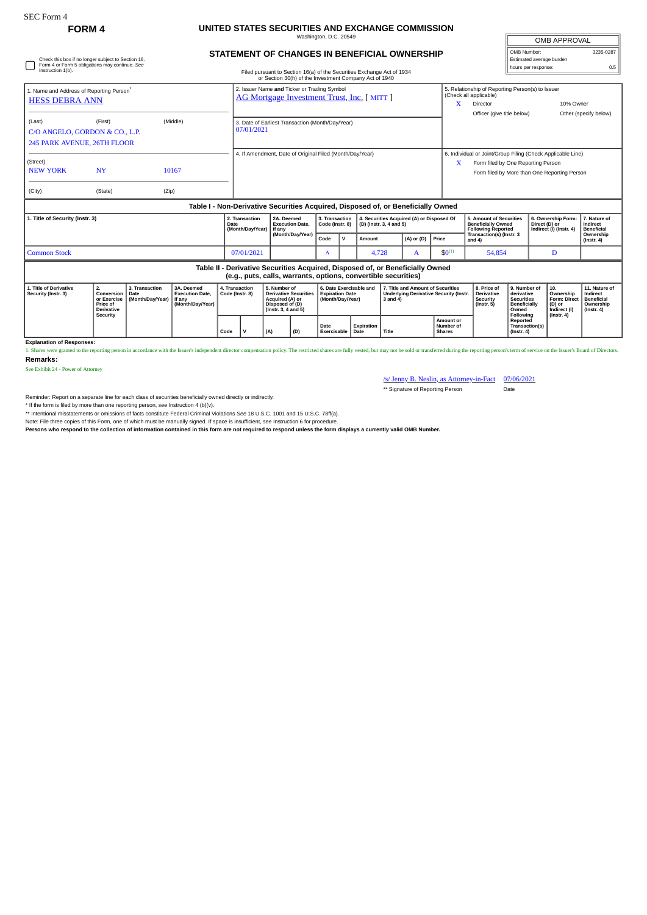SEC Form 4

**FORM 4**

# UNITED STATES SECURITIES AND EXCHANGE COMMISSION

Washington, D.C. 20549

## STATEMENT OF CHANGES IN BENEFICIAL OWNERSHIP

Filed pursuant to Section 16(a) of the Securities Exchange Act of 1934 or Section 30(h) of the Investment Company Act of 1940

| OMB APPROVAL | |
|---|---|
| OMB Number: | 3235-0287 |
| Estimated average burden hours per response: | 0.5 |

☐ Check this box if no longer subject to Section 16. Form 4 or Form 5 obligations may continue. *See* Instruction 1(b).

1. Name and Address of Reporting Person*
HESS DEBRA ANN

(Last) (First) (Middle)
C/O ANGELO, GORDON & CO., L.P.
245 PARK AVENUE, 26TH FLOOR

(Street)
NEW YORK NY 10167

(City) (State) (Zip)

2. Issuer Name **and** Ticker or Trading Symbol
AG Mortgage Investment Trust, Inc. [ MITT ]

3. Date of Earliest Transaction (Month/Day/Year)
07/01/2021

4. If Amendment, Date of Original Filed (Month/Day/Year)

5. Relationship of Reporting Person(s) to Issuer (Check all applicable)
X Director
10% Owner
Officer (give title below)
Other (specify below)

6. Individual or Joint/Group Filing (Check Applicable Line)
X Form filed by One Reporting Person
Form filed by More than One Reporting Person

### Table I - Non-Derivative Securities Acquired, Disposed of, or Beneficially Owned

| 1. Title of Security (Instr. 3) | 2. Transaction Date (Month/Day/Year) | 2A. Deemed Execution Date, if any (Month/Day/Year) | 3. Transaction Code (Instr. 8) | | 4. Securities Acquired (A) or Disposed Of (D) (Instr. 3, 4 and 5) | | | 5. Amount of Securities Beneficially Owned Following Reported Transaction(s) (Instr. 3 and 4) | 6. Ownership Form: Direct (D) or Indirect (I) (Instr. 4) | 7. Nature of Indirect Beneficial Ownership (Instr. 4) |
|---|---|---|---|---|---|---|---|---|---|---|
| | | | Code | V | Amount | (A) or (D) | Price | | | |
| Common Stock | 07/01/2021 | | A | | 4,728 | A | $0[1] | 54,854 | D | |

### Table II - Derivative Securities Acquired, Disposed of, or Beneficially Owned (e.g., puts, calls, warrants, options, convertible securities)

| 1. Title of Derivative Security (Instr. 3) | 2. Conversion or Exercise Price of Derivative Security | 3. Transaction Date (Month/Day/Year) | 3A. Deemed Execution Date, if any (Month/Day/Year) | 4. Transaction Code (Instr. 8) | | 5. Number of Derivative Securities Acquired (A) or Disposed of (D) (Instr. 3, 4 and 5) | | 6. Date Exercisable and Expiration Date (Month/Day/Year) | | 7. Title and Amount of Securities Underlying Derivative Security (Instr. 3 and 4) | | 8. Price of Derivative Security (Instr. 5) | 9. Number of derivative Securities Beneficially Owned Following Reported Transaction(s) (Instr. 4) | 10. Ownership Form: Direct (D) or Indirect (I) (Instr. 4) | 11. Nature of Indirect Beneficial Ownership (Instr. 4) |
|---|---|---|---|---|---|---|---|---|---|---|---|---|---|---|---|
| | | | | Code | V | (A) | (D) | Date Exercisable | Expiration Date | Title | Amount or Number of Shares | | | | |

**Explanation of Responses:**

1. Shares were granted to the reporting person in accordance with the Issuer's independent director compensation policy. The restricted shares are fully vested, but may not be sold or transferred during the reporting person's term of service on the Issuer's Board of Directors.

**Remarks:**

See Exhibit 24 - Power of Attorney

/s/ Jenny B. Neslin, as Attorney-in-Fact 07/06/2021
** Signature of Reporting Person Date

Reminder: Report on a separate line for each class of securities beneficially owned directly or indirectly.

* If the form is filed by more than one reporting person, *see* Instruction 4 (b)(v).

** Intentional misstatements or omissions of facts constitute Federal Criminal Violations *See* 18 U.S.C. 1001 and 15 U.S.C. 78ff(a).

Note: File three copies of this Form, one of which must be manually signed. If space is insufficient, *see* Instruction 6 for procedure.

**Persons who respond to the collection of information contained in this form are not required to respond unless the form displays a currently valid OMB Number.**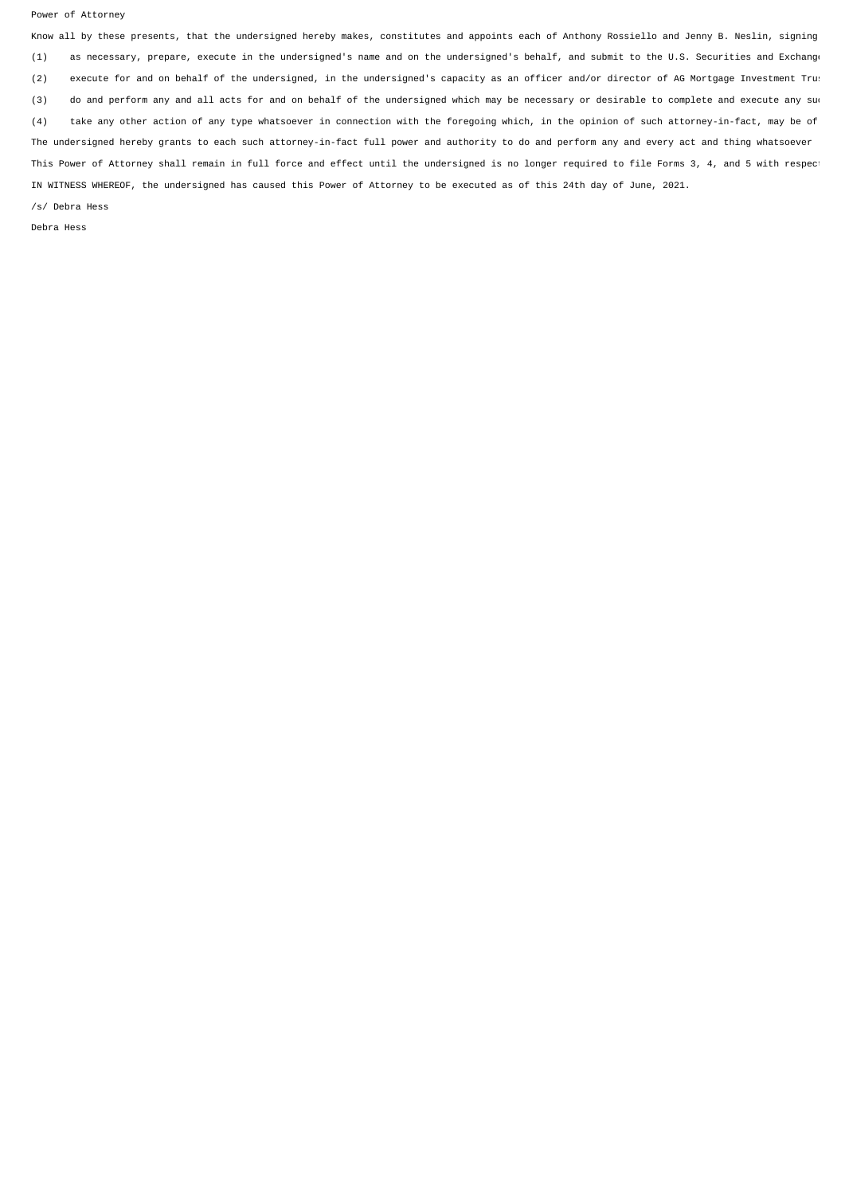Power of Attorney

Know all by these presents, that the undersigned hereby makes, constitutes and appoints each of Anthony Rossiello and Jenny B. Neslin, signing

(1) as necessary, prepare, execute in the undersigned's name and on the undersigned's behalf, and submit to the U.S. Securities and Exchang

(2) execute for and on behalf of the undersigned, in the undersigned's capacity as an officer and/or director of AG Mortgage Investment Tru

(3) do and perform any and all acts for and on behalf of the undersigned which may be necessary or desirable to complete and execute any su

(4) take any other action of any type whatsoever in connection with the foregoing which, in the opinion of such attorney-in-fact, may be of

The undersigned hereby grants to each such attorney-in-fact full power and authority to do and perform any and every act and thing whatsoever

This Power of Attorney shall remain in full force and effect until the undersigned is no longer required to file Forms 3, 4, and 5 with respec

IN WITNESS WHEREOF, the undersigned has caused this Power of Attorney to be executed as of this 24th day of June, 2021.

/s/ Debra Hess

Debra Hess